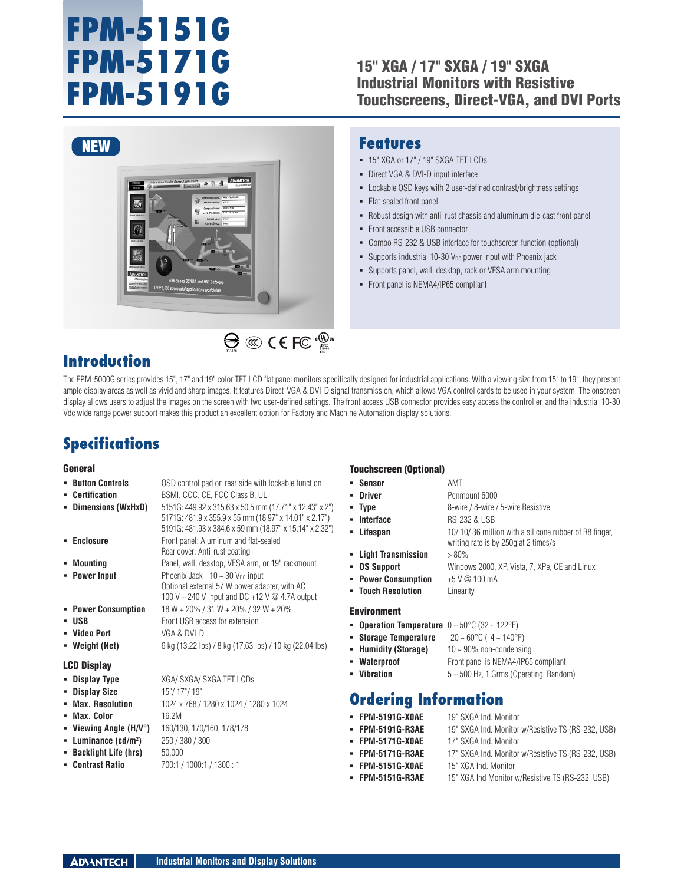# FPM-5151G
# FPM-5171G
# FPM-5191G

## 15" XGA / 17" SXGA / 19" SXGA Industrial Monitors with Resistive Touchscreens, Direct-VGA, and DVI Ports

NEW

## Features

- 15" XGA or 17" / 19" SXGA TFT LCDs
- Direct VGA & DVI-D input interface
- Lockable OSD keys with 2 user-defined contrast/brightness settings
- Flat-sealed front panel
- Robust design with anti-rust chassis and aluminum die-cast front panel
- Front accessible USB connector
- Combo RS-232 & USB interface for touchscreen function (optional)
- Supports industrial 10-30 $V_{DC}$ power input with Phoenix jack
- Supports panel, wall, desktop, rack or VESA arm mounting
- Front panel is NEMA4/IP65 compliant

## Introduction

The FPM-5000G series provides 15", 17" and 19" color TFT LCD flat panel monitors specifically designed for industrial applications. With a viewing size from 15" to 19", they present ample display areas as well as vivid and sharp images. It features Direct-VGA & DVI-D signal transmission, which allows VGA control cards to be used in your system. The onscreen display allows users to adjust the images on the screen with two user-defined settings. The front access USB connector provides easy access the controller, and the industrial 10-30 Vdc wide range power support makes this product an excellent option for Factory and Machine Automation display solutions.

## Specifications

### General

- **Button Controls**: OSD control pad on rear side with lockable function
- **Certification**: BSMI, CCC, CE, FCC Class B, UL
- **Dimensions (WxHxD)**: 5151G: 449.92 x 315.63 x 50.5 mm (17.71" x 12.43" x 2")  
  5171G: 481.9 x 355.9 x 55 mm (18.97" x 14.01" x 2.17")  
  5191G: 481.93 x 384.6 x 59 mm (18.97" x 15.14" x 2.32")
- **Enclosure**: Front panel: Aluminum and flat-sealed  
  Rear cover: Anti-rust coating
- **Mounting**: Panel, wall, desktop, VESA arm, or 19" rackmount
- **Power Input**: Phoenix Jack - 10 ~ 30 $V_{DC}$ input  
  Optional external 57 W power adapter, with AC 100 V ~ 240 V input and DC +12 V @ 4.7A output
- **Power Consumption**: 18 W + 20% / 31 W + 20% / 32 W + 20%
- **USB**: Front USB access for extension
- **Video Port**: VGA & DVI-D
- **Weight (Net)**: 6 kg (13.22 lbs) / 8 kg (17.63 lbs) / 10 kg (22.04 lbs)

### LCD Display

- **Display Type**: XGA/ SXGA/ SXGA TFT LCDs
- **Display Size**: 15"/ 17"/ 19"
- **Max. Resolution**: 1024 x 768 / 1280 x 1024 / 1280 x 1024
- **Max. Color**: 16.2M
- **Viewing Angle (H/V°)**: 160/130, 170/160, 178/178
- **Luminance (cd/m²)**: 250 / 380 / 300
- **Backlight Life (hrs)**: 50,000
- **Contrast Ratio**: 700:1 / 1000:1 / 1300 : 1

### Touchscreen (Optional)

- **Sensor**: AMT
- **Driver**: Penmount 6000
- **Type**: 8-wire / 8-wire / 5-wire Resistive
- **Interface**: RS-232 & USB
- **Lifespan**: 10/ 10/ 36 million with a silicone rubber of R8 finger, writing rate is by 250g at 2 times/s
- **Light Transmission**: > 80%
- **OS Support**: Windows 2000, XP, Vista, 7, XPe, CE and Linux
- **Power Consumption**: +5 V @ 100 mA
- **Touch Resolution**: Linearity

### Environment

- **Operation Temperature**: 0 ~ 50°C (32 ~ 122°F)
- **Storage Temperature**: -20 ~ 60°C (-4 ~ 140°F)
- **Humidity (Storage)**: 10 ~ 90% non-condensing
- **Waterproof**: Front panel is NEMA4/IP65 compliant
- **Vibration**: 5 ~ 500 Hz, 1 Grms (Operating, Random)

## Ordering Information

- **FPM-5191G-X0AE**: 19" SXGA Ind. Monitor
- **FPM-5191G-R3AE**: 19" SXGA Ind. Monitor w/Resistive TS (RS-232, USB)
- **FPM-5171G-X0AE**: 17" SXGA Ind. Monitor
- **FPM-5171G-R3AE**: 17" SXGA Ind. Monitor w/Resistive TS (RS-232, USB)
- **FPM-5151G-X0AE**: 15" XGA Ind. Monitor
- **FPM-5151G-R3AE**: 15" XGA Ind Monitor w/Resistive TS (RS-232, USB)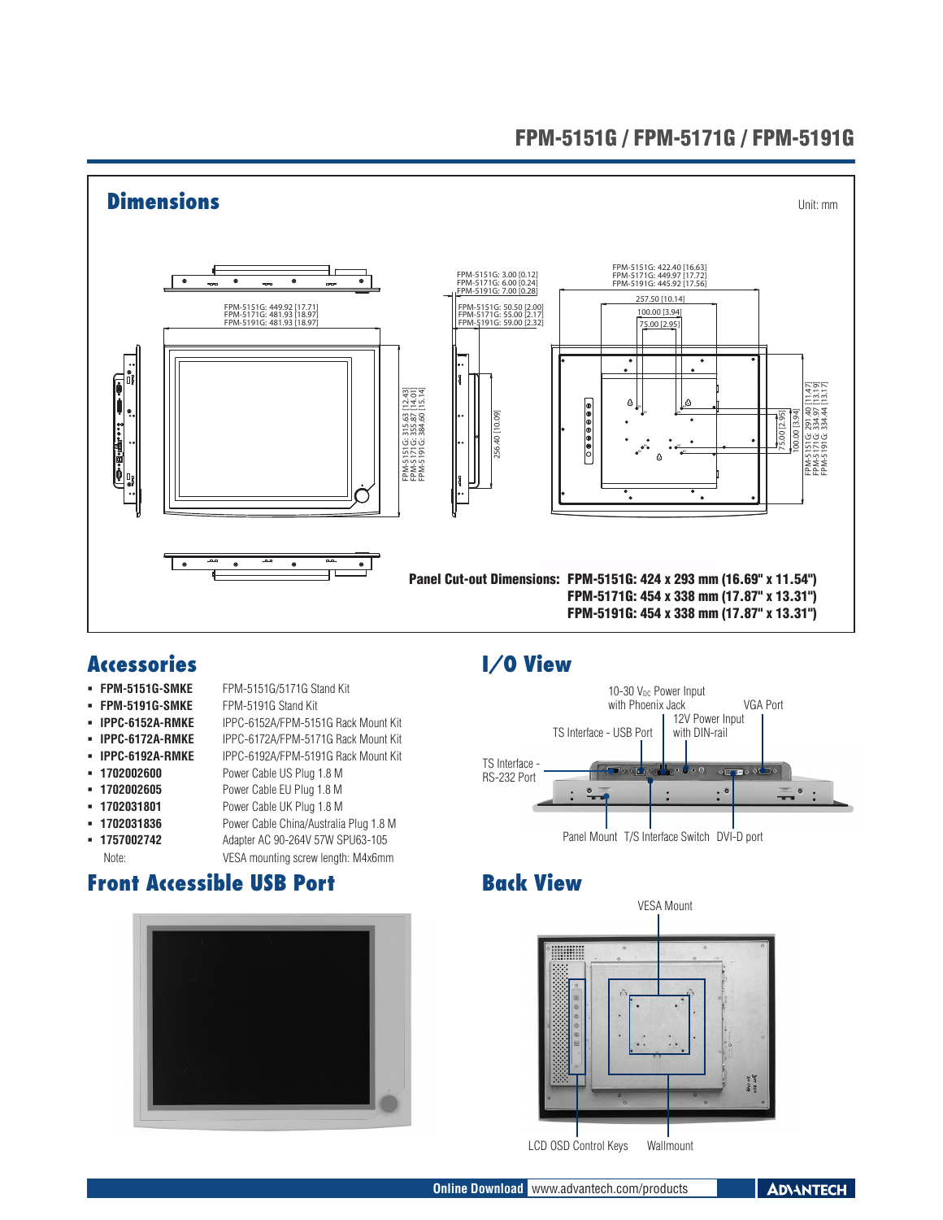## Dimensions

Unit: mm

FPM-5151G: 449.92 [17.71]
FPM-5171G: 481.93 [18.97]
FPM-5191G: 481.93 [18.97]

FPM-5151G: 315.63 [12.43]
FPM-5171G: 355.87 [14.01]
FPM-5191G: 384.60 [15.14]

FPM-5151G: 3.00 [0.12]
FPM-5171G: 6.00 [0.24]
FPM-5191G: 7.00 [0.28]

FPM-5151G: 50.50 [2.00]
FPM-5171G: 55.00 [2.17]
FPM-5191G: 59.00 [2.32]

256.40 [10.09]

FPM-5151G: 422.40 [16.63]
FPM-5171G: 449.97 [17.72]
FPM-5191G: 445.92 [17.56]

257.50 [10.14]
100.00 [3.94]
75.00 [2.95]

75.00 [2.95]
100.00 [3.94]

FPM-5151G: 291.40 [11.47]
FPM-5171G: 334.97 [13.19]
FPM-5191G: 334.44 [13.17]

**Panel Cut-out Dimensions: FPM-5151G: 424 x 293 mm (16.69" x 11.54")**
**FPM-5171G: 454 x 338 mm (17.87" x 13.31")**
**FPM-5191G: 454 x 338 mm (17.87" x 13.31")**

## Accessories

| | |
|---|---|
| **FPM-5151G-SMKE** | FPM-5151G/5171G Stand Kit |
| **FPM-5191G-SMKE** | FPM-5191G Stand Kit |
| **IPPC-6152A-RMKE** | IPPC-6152A/FPM-5151G Rack Mount Kit |
| **IPPC-6172A-RMKE** | IPPC-6172A/FPM-5171G Rack Mount Kit |
| **IPPC-6192A-RMKE** | IPPC-6192A/FPM-5191G Rack Mount Kit |
| **1702002600** | Power Cable US Plug 1.8 M |
| **1702002605** | Power Cable EU Plug 1.8 M |
| **1702031801** | Power Cable UK Plug 1.8 M |
| **1702031836** | Power Cable China/Australia Plug 1.8 M |
| **1757002742** | Adapter AC 90-264V 57W SPU63-105 |
| Note: | VESA mounting screw length: M4x6mm |

## Front Accessible USB Port

## I/O View

10-30 $V_{DC}$ Power Input with Phoenix Jack
VGA Port
12V Power Input with DIN-rail
TS Interface - USB Port
TS Interface - RS-232 Port
Panel Mount
T/S Interface Switch
DVI-D port

## Back View

VESA Mount
LCD OSD Control Keys
Wallmount

**Online Download** www.advantech.com/products